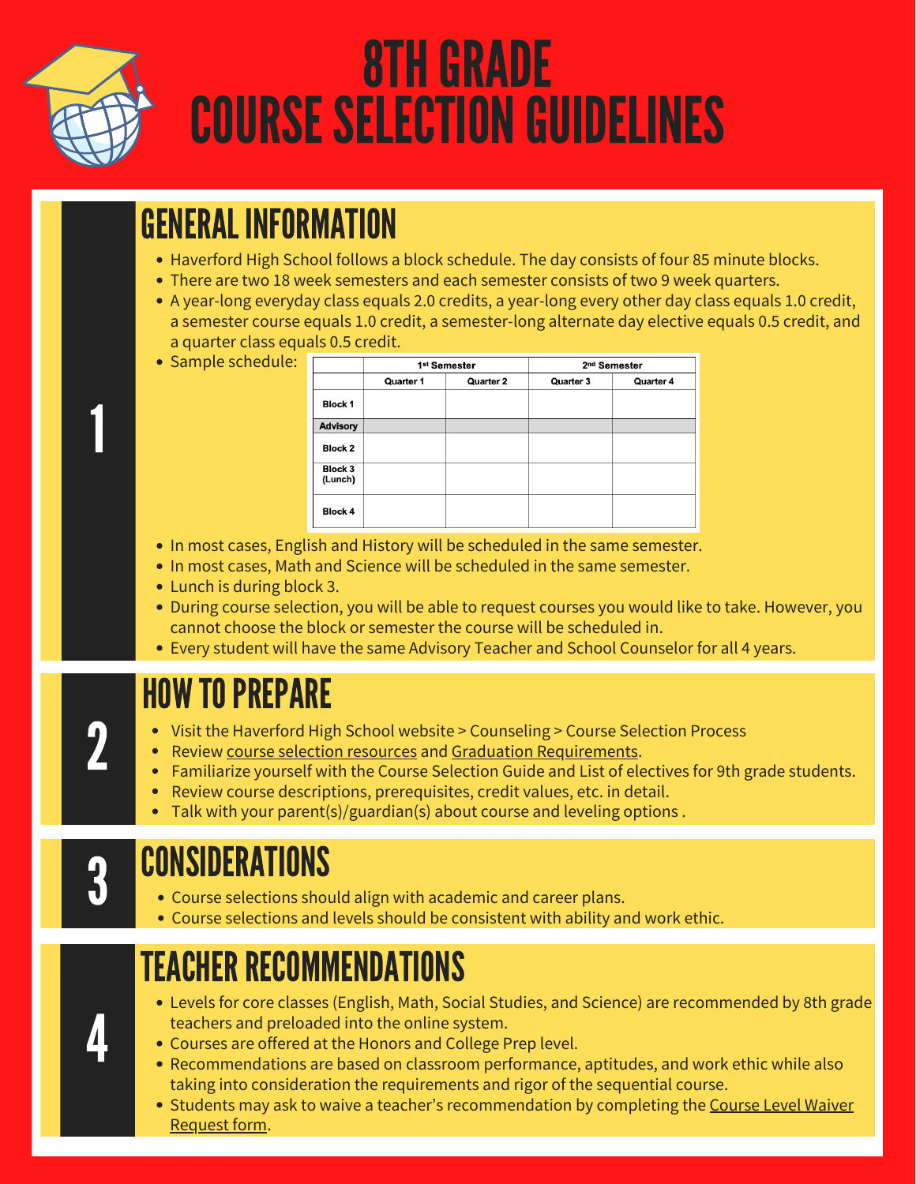# 8TH GRADE COURSE SELECTION GUIDELINES

## 1 GENERAL INFORMATION

- Haverford High School follows a block schedule. The day consists of four 85 minute blocks.
- There are two 18 week semesters and each semester consists of two 9 week quarters.
- A year-long everyday class equals 2.0 credits, a year-long every other day class equals 1.0 credit, a semester course equals 1.0 credit, a semester-long alternate day elective equals 0.5 credit, and a quarter class equals 0.5 credit.
- Sample schedule:

| | 1st Semester | | 2nd Semester | |
|---|---|---|---|---|
| | Quarter 1 | Quarter 2 | Quarter 3 | Quarter 4 |
| Block 1 | | | | |
| Advisory | | | | |
| Block 2 | | | | |
| Block 3 (Lunch) | | | | |
| Block 4 | | | | |

- In most cases, English and History will be scheduled in the same semester.
- In most cases, Math and Science will be scheduled in the same semester.
- Lunch is during block 3.
- During course selection, you will be able to request courses you would like to take. However, you cannot choose the block or semester the course will be scheduled in.
- Every student will have the same Advisory Teacher and School Counselor for all 4 years.

## 2 HOW TO PREPARE

- Visit the Haverford High School website > Counseling > Course Selection Process
- Review course selection resources and Graduation Requirements.
- Familiarize yourself with the Course Selection Guide and List of electives for 9th grade students.
- Review course descriptions, prerequisites, credit values, etc. in detail.
- Talk with your parent(s)/guardian(s) about course and leveling options .

## 3 CONSIDERATIONS

- Course selections should align with academic and career plans.
- Course selections and levels should be consistent with ability and work ethic.

## 4 TEACHER RECOMMENDATIONS

- Levels for core classes (English, Math, Social Studies, and Science) are recommended by 8th grade teachers and preloaded into the online system.
- Courses are offered at the Honors and College Prep level.
- Recommendations are based on classroom performance, aptitudes, and work ethic while also taking into consideration the requirements and rigor of the sequential course.
- Students may ask to waive a teacher's recommendation by completing the Course Level Waiver Request form.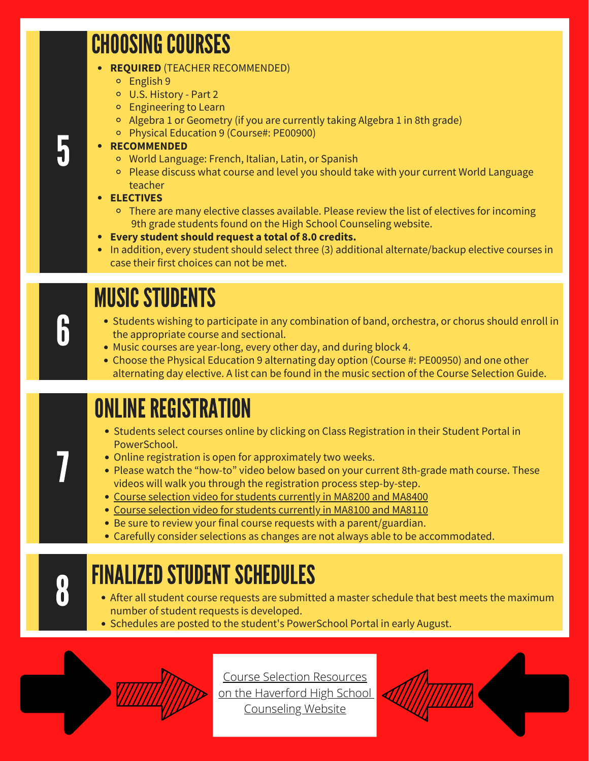## 5

## CHOOSING COURSES

- **REQUIRED** (TEACHER RECOMMENDED)
  - English 9
  - U.S. History - Part 2
  - Engineering to Learn
  - Algebra 1 or Geometry (if you are currently taking Algebra 1 in 8th grade)
  - Physical Education 9 (Course#: PE00900)
- **RECOMMENDED**
  - World Language: French, Italian, Latin, or Spanish
  - Please discuss what course and level you should take with your current World Language teacher
- **ELECTIVES**
  - There are many elective classes available. Please review the list of electives for incoming 9th grade students found on the High School Counseling website.
- **Every student should request a total of 8.0 credits.**
- In addition, every student should select three (3) additional alternate/backup elective courses in case their first choices can not be met.

## 6

## MUSIC STUDENTS

- Students wishing to participate in any combination of band, orchestra, or chorus should enroll in the appropriate course and sectional.
- Music courses are year-long, every other day, and during block 4.
- Choose the Physical Education 9 alternating day option (Course #: PE00950) and one other alternating day elective. A list can be found in the music section of the Course Selection Guide.

## 7

## ONLINE REGISTRATION

- Students select courses online by clicking on Class Registration in their Student Portal in PowerSchool.
- Online registration is open for approximately two weeks.
- Please watch the "how-to" video below based on your current 8th-grade math course. These videos will walk you through the registration process step-by-step.
- Course selection video for students currently in MA8200 and MA8400
- Course selection video for students currently in MA8100 and MA8110
- Be sure to review your final course requests with a parent/guardian.
- Carefully consider selections as changes are not always able to be accommodated.

## 8

## FINALIZED STUDENT SCHEDULES

- After all student course requests are submitted a master schedule that best meets the maximum number of student requests is developed.
- Schedules are posted to the student's PowerSchool Portal in early August.

Course Selection Resources on the Haverford High School Counseling Website